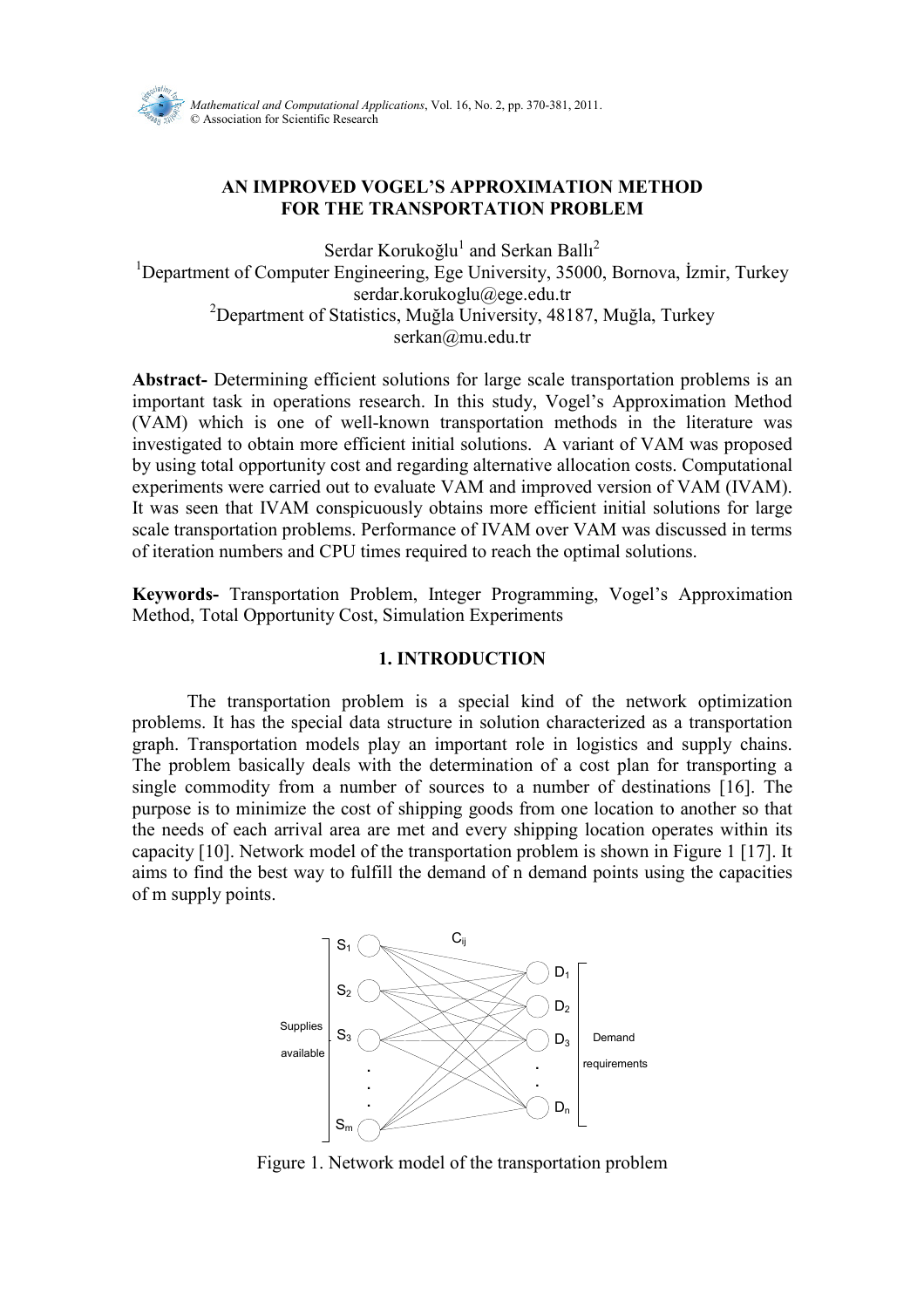# AN IMPROVED VOGEL'S APPROXIMATION METHOD FOR THE TRANSPORTATION PROBLEM

Serdar Korukoğlu[1] and Serkan Ballı[2]

[1]Department of Computer Engineering, Ege University, 35000, Bornova, İzmir, Turkey
serdar.korukoglu@ege.edu.tr

[2]Department of Statistics, Muğla University, 48187, Muğla, Turkey
serkan@mu.edu.tr

**Abstract-** Determining efficient solutions for large scale transportation problems is an important task in operations research. In this study, Vogel's Approximation Method (VAM) which is one of well-known transportation methods in the literature was investigated to obtain more efficient initial solutions. A variant of VAM was proposed by using total opportunity cost and regarding alternative allocation costs. Computational experiments were carried out to evaluate VAM and improved version of VAM (IVAM). It was seen that IVAM conspicuously obtains more efficient initial solutions for large scale transportation problems. Performance of IVAM over VAM was discussed in terms of iteration numbers and CPU times required to reach the optimal solutions.

**Keywords-** Transportation Problem, Integer Programming, Vogel's Approximation Method, Total Opportunity Cost, Simulation Experiments

## 1. INTRODUCTION

The transportation problem is a special kind of the network optimization problems. It has the special data structure in solution characterized as a transportation graph. Transportation models play an important role in logistics and supply chains. The problem basically deals with the determination of a cost plan for transporting a single commodity from a number of sources to a number of destinations [16]. The purpose is to minimize the cost of shipping goods from one location to another so that the needs of each arrival area are met and every shipping location operates within its capacity [10]. Network model of the transportation problem is shown in Figure 1 [17]. It aims to find the best way to fulfill the demand of n demand points using the capacities of m supply points.

Figure 1. Network model of the transportation problem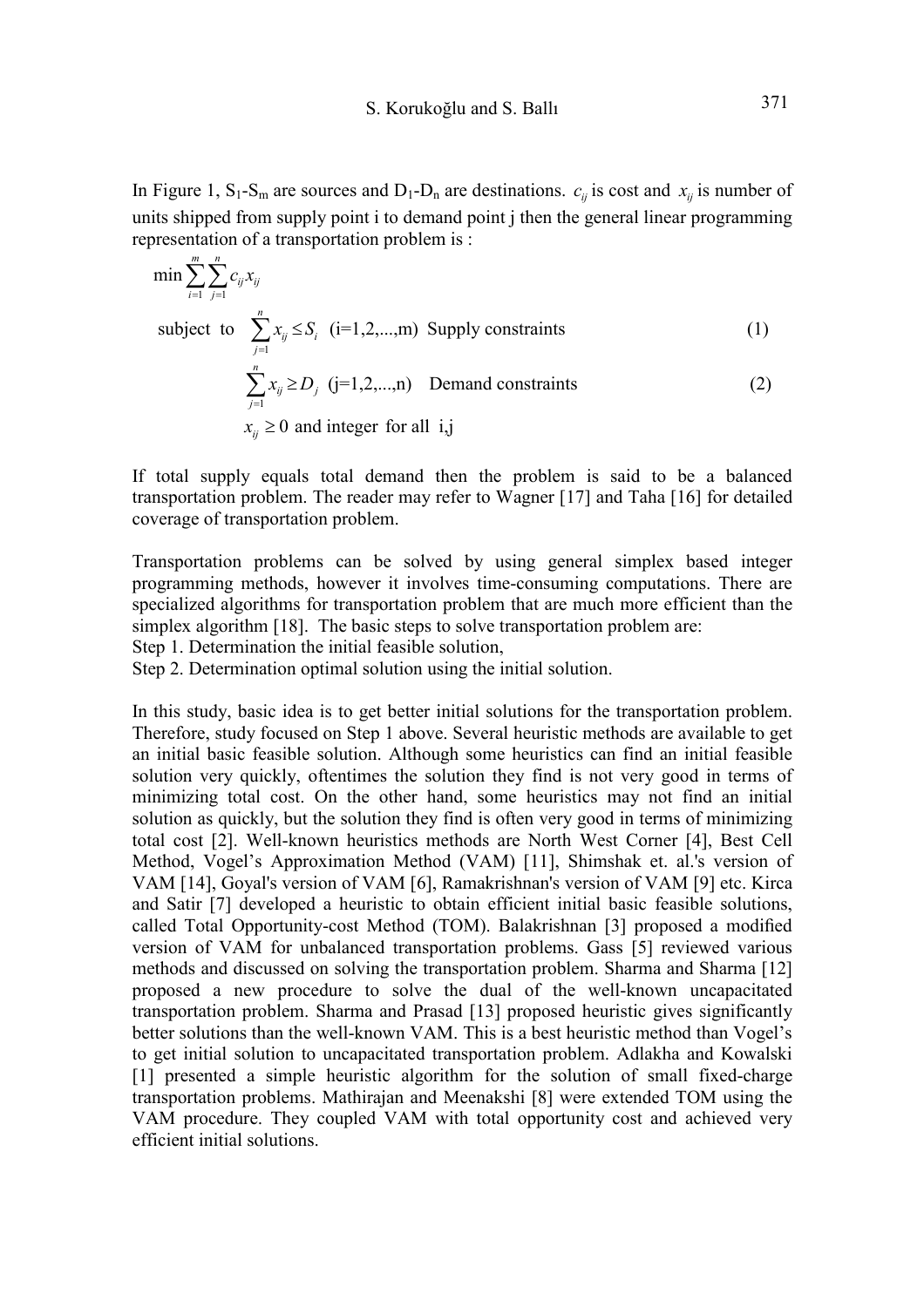In Figure 1, $S_1$-$S_m$ are sources and $D_1$-$D_n$ are destinations. $c_{ij}$ is cost and $x_{ij}$ is number of units shipped from supply point i to demand point j then the general linear programming representation of a transportation problem is :

$$\min \sum_{i=1}^{m} \sum_{j=1}^{n} c_{ij} x_{ij}$$

$$\text{subject to} \quad \sum_{j=1}^{n} x_{ij} \leq S_i \quad (i=1,2,...,m) \quad \text{Supply constraints} \tag{1}$$

$$\sum_{j=1}^{n} x_{ij} \geq D_j \quad (j=1,2,...,n) \quad \text{Demand constraints} \tag{2}$$

$$x_{ij} \geq 0 \text{ and integer for all } i,j$$

If total supply equals total demand then the problem is said to be a balanced transportation problem. The reader may refer to Wagner [17] and Taha [16] for detailed coverage of transportation problem.

Transportation problems can be solved by using general simplex based integer programming methods, however it involves time-consuming computations. There are specialized algorithms for transportation problem that are much more efficient than the simplex algorithm [18]. The basic steps to solve transportation problem are:
Step 1. Determination the initial feasible solution,
Step 2. Determination optimal solution using the initial solution.

In this study, basic idea is to get better initial solutions for the transportation problem. Therefore, study focused on Step 1 above. Several heuristic methods are available to get an initial basic feasible solution. Although some heuristics can find an initial feasible solution very quickly, oftentimes the solution they find is not very good in terms of minimizing total cost. On the other hand, some heuristics may not find an initial solution as quickly, but the solution they find is often very good in terms of minimizing total cost [2]. Well-known heuristics methods are North West Corner [4], Best Cell Method, Vogel's Approximation Method (VAM) [11], Shimshak et. al.'s version of VAM [14], Goyal's version of VAM [6], Ramakrishnan's version of VAM [9] etc. Kirca and Satir [7] developed a heuristic to obtain efficient initial basic feasible solutions, called Total Opportunity-cost Method (TOM). Balakrishnan [3] proposed a modified version of VAM for unbalanced transportation problems. Gass [5] reviewed various methods and discussed on solving the transportation problem. Sharma and Sharma [12] proposed a new procedure to solve the dual of the well-known uncapacitated transportation problem. Sharma and Prasad [13] proposed heuristic gives significantly better solutions than the well-known VAM. This is a best heuristic method than Vogel's to get initial solution to uncapacitated transportation problem. Adlakha and Kowalski [1] presented a simple heuristic algorithm for the solution of small fixed-charge transportation problems. Mathirajan and Meenakshi [8] were extended TOM using the VAM procedure. They coupled VAM with total opportunity cost and achieved very efficient initial solutions.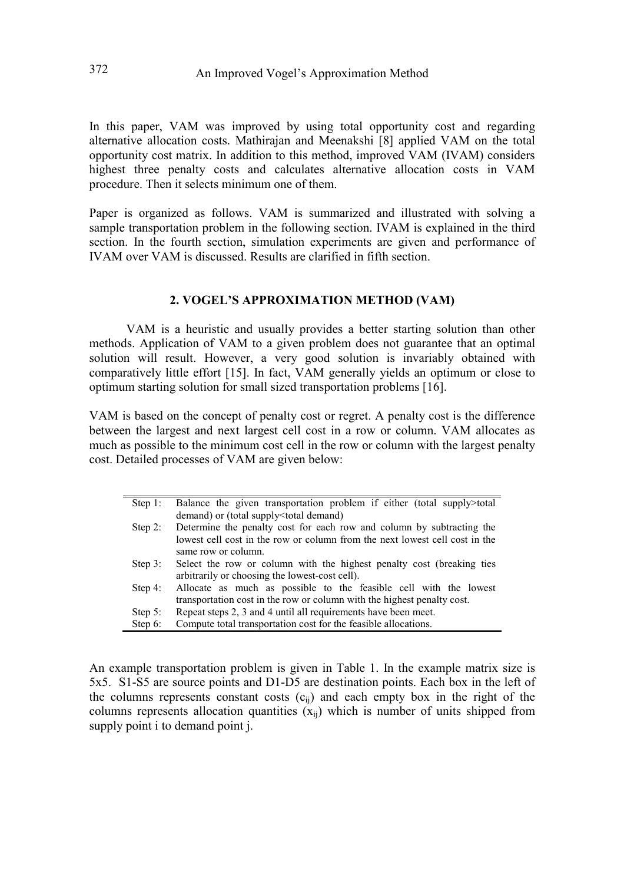In this paper, VAM was improved by using total opportunity cost and regarding alternative allocation costs. Mathirajan and Meenakshi [8] applied VAM on the total opportunity cost matrix. In addition to this method, improved VAM (IVAM) considers highest three penalty costs and calculates alternative allocation costs in VAM procedure. Then it selects minimum one of them.

Paper is organized as follows. VAM is summarized and illustrated with solving a sample transportation problem in the following section. IVAM is explained in the third section. In the fourth section, simulation experiments are given and performance of IVAM over VAM is discussed. Results are clarified in fifth section.

## 2. VOGEL'S APPROXIMATION METHOD (VAM)

VAM is a heuristic and usually provides a better starting solution than other methods. Application of VAM to a given problem does not guarantee that an optimal solution will result. However, a very good solution is invariably obtained with comparatively little effort [15]. In fact, VAM generally yields an optimum or close to optimum starting solution for small sized transportation problems [16].

VAM is based on the concept of penalty cost or regret. A penalty cost is the difference between the largest and next largest cell cost in a row or column. VAM allocates as much as possible to the minimum cost cell in the row or column with the largest penalty cost. Detailed processes of VAM are given below:

| | |
|---|---|
| Step 1: | Balance the given transportation problem if either (total supply>total demand) or (total supply<total demand) |
| Step 2: | Determine the penalty cost for each row and column by subtracting the lowest cell cost in the row or column from the next lowest cell cost in the same row or column. |
| Step 3: | Select the row or column with the highest penalty cost (breaking ties arbitrarily or choosing the lowest-cost cell). |
| Step 4: | Allocate as much as possible to the feasible cell with the lowest transportation cost in the row or column with the highest penalty cost. |
| Step 5: | Repeat steps 2, 3 and 4 until all requirements have been meet. |
| Step 6: | Compute total transportation cost for the feasible allocations. |

An example transportation problem is given in Table 1. In the example matrix size is 5x5. S1-S5 are source points and D1-D5 are destination points. Each box in the left of the columns represents constant costs ($c_{ij}$) and each empty box in the right of the columns represents allocation quantities ($x_{ij}$) which is number of units shipped from supply point i to demand point j.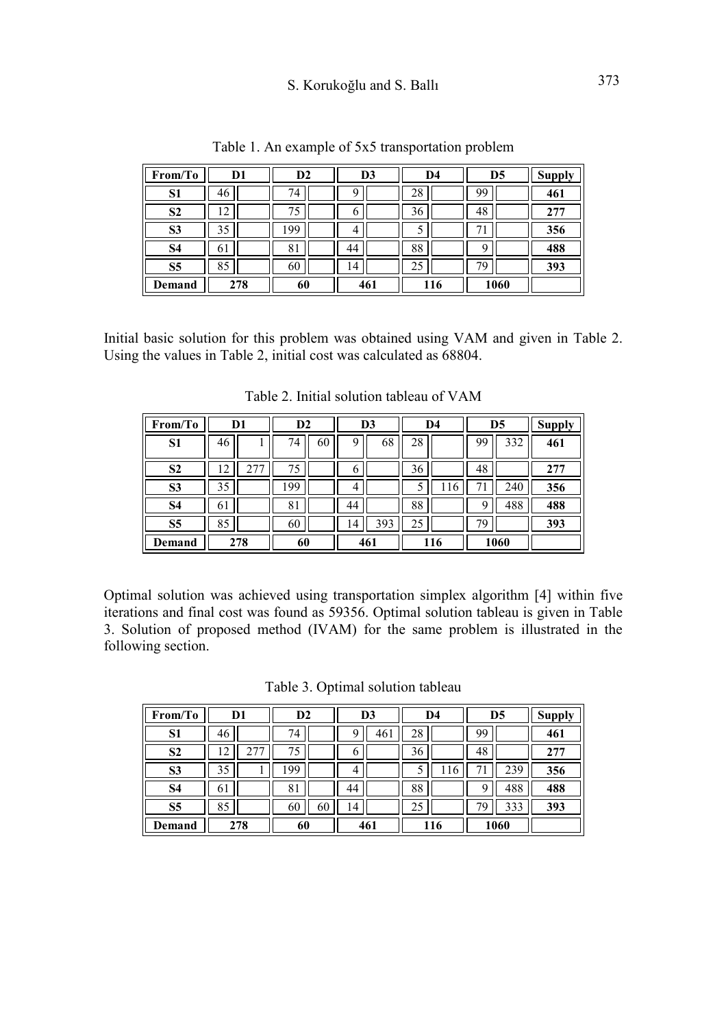Table 1. An example of 5x5 transportation problem

| From/To | D1 | | D2 | | D3 | | D4 | | D5 | | Supply |
|---|---|---|---|---|---|---|---|---|---|---|---|
| **S1** | 46 | | 74 | | 9 | | 28 | | 99 | | **461** |
| **S2** | 12 | | 75 | | 6 | | 36 | | 48 | | **277** |
| **S3** | 35 | | 199 | | 4 | | 5 | | 71 | | **356** |
| **S4** | 61 | | 81 | | 44 | | 88 | | 9 | | **488** |
| **S5** | 85 | | 60 | | 14 | | 25 | | 79 | | **393** |
| **Demand** | **278** | | **60** | | **461** | | **116** | | **1060** | | |

Initial basic solution for this problem was obtained using VAM and given in Table 2. Using the values in Table 2, initial cost was calculated as 68804.

Table 2. Initial solution tableau of VAM

| From/To | D1 | | D2 | | D3 | | D4 | | D5 | | Supply |
|---|---|---|---|---|---|---|---|---|---|---|---|
| **S1** | 46 | 1 | 74 | 60 | 9 | 68 | 28 | | 99 | 332 | **461** |
| **S2** | 12 | 277 | 75 | | 6 | | 36 | | 48 | | **277** |
| **S3** | 35 | | 199 | | 4 | | 5 | 116 | 71 | 240 | **356** |
| **S4** | 61 | | 81 | | 44 | | 88 | | 9 | 488 | **488** |
| **S5** | 85 | | 60 | | 14 | 393 | 25 | | 79 | | **393** |
| **Demand** | **278** | | **60** | | **461** | | **116** | | **1060** | | |

Optimal solution was achieved using transportation simplex algorithm [4] within five iterations and final cost was found as 59356. Optimal solution tableau is given in Table 3. Solution of proposed method (IVAM) for the same problem is illustrated in the following section.

Table 3. Optimal solution tableau

| From/To | D1 | | D2 | | D3 | | D4 | | D5 | | Supply |
|---|---|---|---|---|---|---|---|---|---|---|---|
| **S1** | 46 | | 74 | | 9 | 461 | 28 | | 99 | | **461** |
| **S2** | 12 | 277 | 75 | | 6 | | 36 | | 48 | | **277** |
| **S3** | 35 | 1 | 199 | | 4 | | 5 | 116 | 71 | 239 | **356** |
| **S4** | 61 | | 81 | | 44 | | 88 | | 9 | 488 | **488** |
| **S5** | 85 | | 60 | 60 | 14 | | 25 | | 79 | 333 | **393** |
| **Demand** | **278** | | **60** | | **461** | | **116** | | **1060** | | |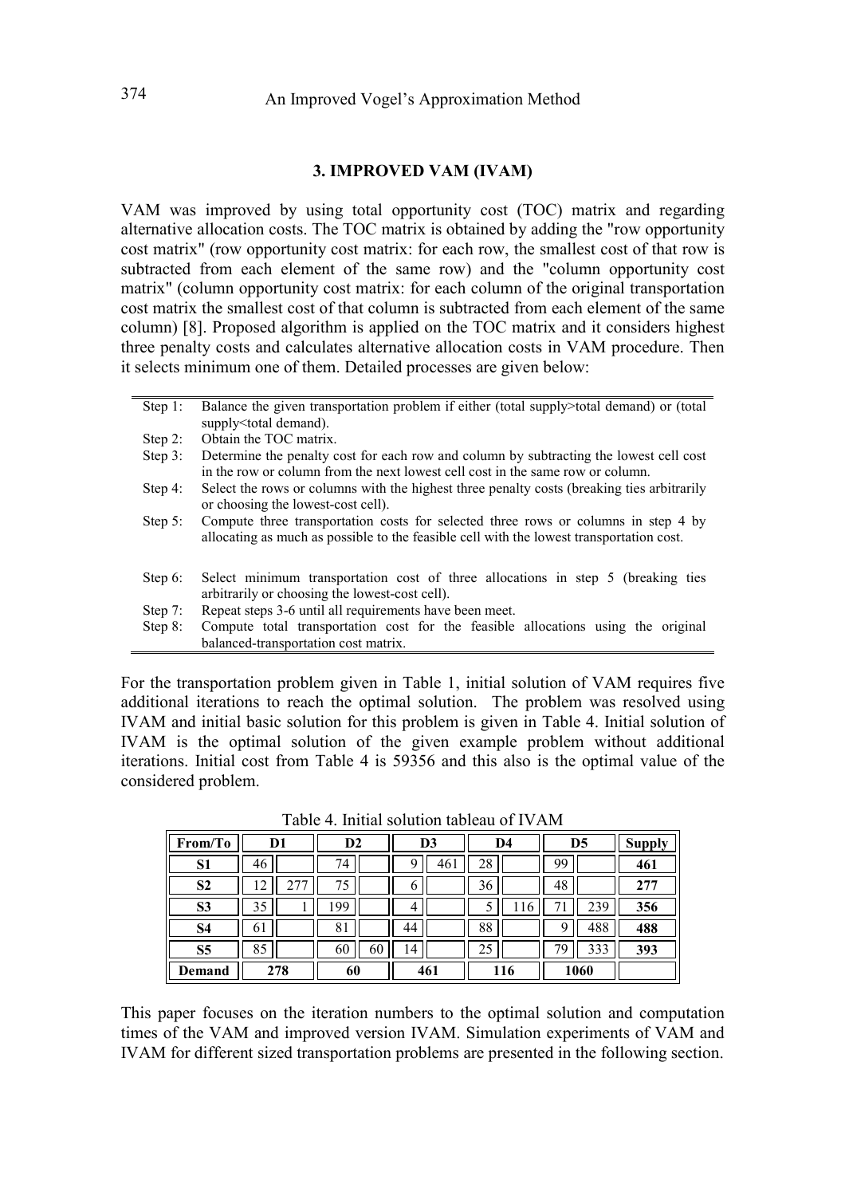## 3. IMPROVED VAM (IVAM)

VAM was improved by using total opportunity cost (TOC) matrix and regarding alternative allocation costs. The TOC matrix is obtained by adding the "row opportunity cost matrix" (row opportunity cost matrix: for each row, the smallest cost of that row is subtracted from each element of the same row) and the "column opportunity cost matrix" (column opportunity cost matrix: for each column of the original transportation cost matrix the smallest cost of that column is subtracted from each element of the same column) [8]. Proposed algorithm is applied on the TOC matrix and it considers highest three penalty costs and calculates alternative allocation costs in VAM procedure. Then it selects minimum one of them. Detailed processes are given below:

| | |
|---|---|
| Step 1: | Balance the given transportation problem if either (total supply>total demand) or (total supply<total demand). |
| Step 2: | Obtain the TOC matrix. |
| Step 3: | Determine the penalty cost for each row and column by subtracting the lowest cell cost in the row or column from the next lowest cell cost in the same row or column. |
| Step 4: | Select the rows or columns with the highest three penalty costs (breaking ties arbitrarily or choosing the lowest-cost cell). |
| Step 5: | Compute three transportation costs for selected three rows or columns in step 4 by allocating as much as possible to the feasible cell with the lowest transportation cost. |
| Step 6: | Select minimum transportation cost of three allocations in step 5 (breaking ties arbitrarily or choosing the lowest-cost cell). |
| Step 7: | Repeat steps 3-6 until all requirements have been meet. |
| Step 8: | Compute total transportation cost for the feasible allocations using the original balanced-transportation cost matrix. |

For the transportation problem given in Table 1, initial solution of VAM requires five additional iterations to reach the optimal solution. The problem was resolved using IVAM and initial basic solution for this problem is given in Table 4. Initial solution of IVAM is the optimal solution of the given example problem without additional iterations. Initial cost from Table 4 is 59356 and this also is the optimal value of the considered problem.

Table 4. Initial solution tableau of IVAM

| From/To | D1 | | D2 | | D3 | | D4 | | D5 | | Supply |
|---|---|---|---|---|---|---|---|---|---|---|---|
| S1 | 46 | | 74 | | 9 | 461 | 28 | | 99 | | **461** |
| S2 | 12 | 277 | 75 | | 6 | | 36 | | 48 | | **277** |
| S3 | 35 | 1 | 199 | | 4 | | 5 | 116 | 71 | 239 | **356** |
| S4 | 61 | | 81 | | 44 | | 88 | | 9 | 488 | **488** |
| S5 | 85 | | 60 | 60 | 14 | | 25 | | 79 | 333 | **393** |
| Demand | 278 | | 60 | | 461 | | 116 | | 1060 | | |

This paper focuses on the iteration numbers to the optimal solution and computation times of the VAM and improved version IVAM. Simulation experiments of VAM and IVAM for different sized transportation problems are presented in the following section.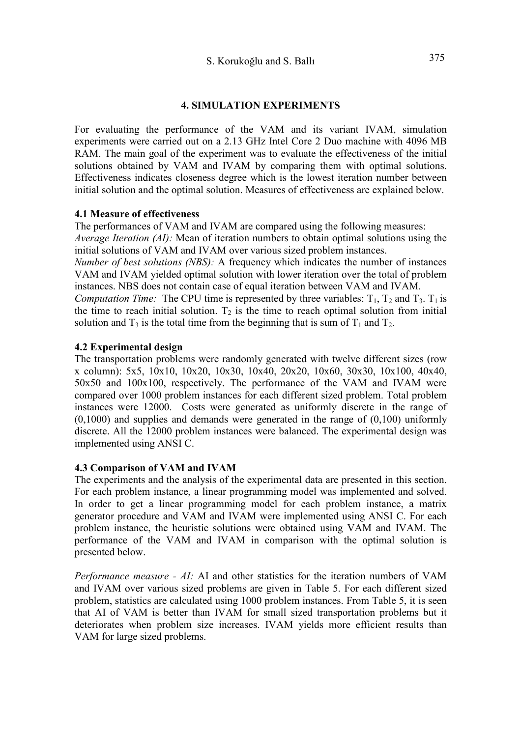## 4. SIMULATION EXPERIMENTS

For evaluating the performance of the VAM and its variant IVAM, simulation experiments were carried out on a 2.13 GHz Intel Core 2 Duo machine with 4096 MB RAM. The main goal of the experiment was to evaluate the effectiveness of the initial solutions obtained by VAM and IVAM by comparing them with optimal solutions. Effectiveness indicates closeness degree which is the lowest iteration number between initial solution and the optimal solution. Measures of effectiveness are explained below.

### 4.1 Measure of effectiveness

The performances of VAM and IVAM are compared using the following measures:

*Average Iteration (AI):* Mean of iteration numbers to obtain optimal solutions using the initial solutions of VAM and IVAM over various sized problem instances.

*Number of best solutions (NBS):* A frequency which indicates the number of instances VAM and IVAM yielded optimal solution with lower iteration over the total of problem instances. NBS does not contain case of equal iteration between VAM and IVAM.

*Computation Time:* The CPU time is represented by three variables: $T_1$, $T_2$ and $T_3$. $T_1$ is the time to reach initial solution. $T_2$ is the time to reach optimal solution from initial solution and $T_3$ is the total time from the beginning that is sum of $T_1$ and $T_2$.

### 4.2 Experimental design

The transportation problems were randomly generated with twelve different sizes (row x column): 5x5, 10x10, 10x20, 10x30, 10x40, 20x20, 10x60, 30x30, 10x100, 40x40, 50x50 and 100x100, respectively. The performance of the VAM and IVAM were compared over 1000 problem instances for each different sized problem. Total problem instances were 12000. Costs were generated as uniformly discrete in the range of (0,1000) and supplies and demands were generated in the range of (0,100) uniformly discrete. All the 12000 problem instances were balanced. The experimental design was implemented using ANSI C.

### 4.3 Comparison of VAM and IVAM

The experiments and the analysis of the experimental data are presented in this section. For each problem instance, a linear programming model was implemented and solved. In order to get a linear programming model for each problem instance, a matrix generator procedure and VAM and IVAM were implemented using ANSI C. For each problem instance, the heuristic solutions were obtained using VAM and IVAM. The performance of the VAM and IVAM in comparison with the optimal solution is presented below.

*Performance measure - AI:* AI and other statistics for the iteration numbers of VAM and IVAM over various sized problems are given in Table 5. For each different sized problem, statistics are calculated using 1000 problem instances. From Table 5, it is seen that AI of VAM is better than IVAM for small sized transportation problems but it deteriorates when problem size increases. IVAM yields more efficient results than VAM for large sized problems.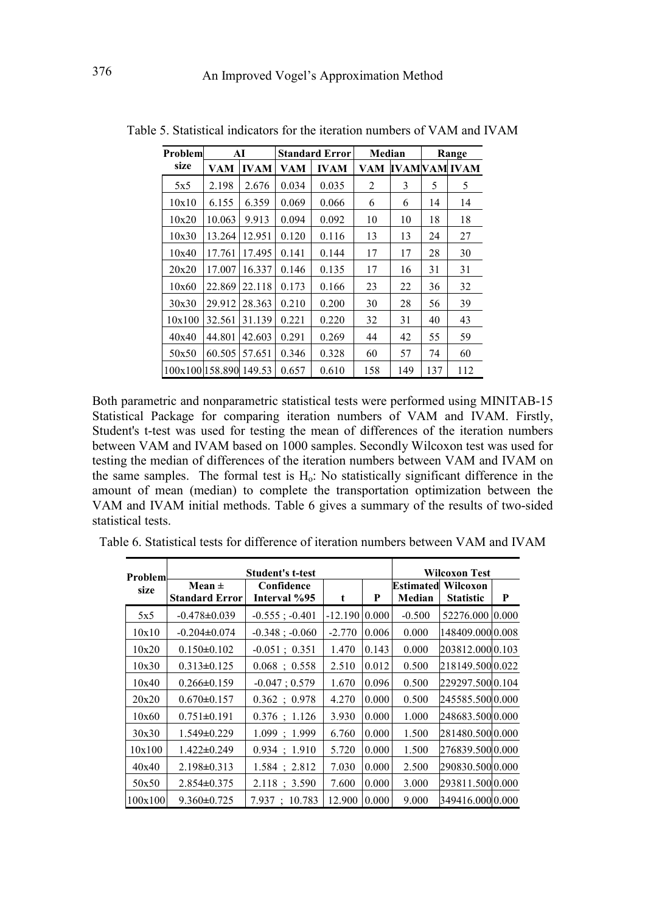Table 5. Statistical indicators for the iteration numbers of VAM and IVAM

| Problem size | AI | | Standard Error | | Median | | Range | |
|---|---|---|---|---|---|---|---|---|
| | VAM | IVAM | VAM | IVAM | VAM | IVAM | VAM | IVAM |
| 5x5 | 2.198 | 2.676 | 0.034 | 0.035 | 2 | 3 | 5 | 5 |
| 10x10 | 6.155 | 6.359 | 0.069 | 0.066 | 6 | 6 | 14 | 14 |
| 10x20 | 10.063 | 9.913 | 0.094 | 0.092 | 10 | 10 | 18 | 18 |
| 10x30 | 13.264 | 12.951 | 0.120 | 0.116 | 13 | 13 | 24 | 27 |
| 10x40 | 17.761 | 17.495 | 0.141 | 0.144 | 17 | 17 | 28 | 30 |
| 20x20 | 17.007 | 16.337 | 0.146 | 0.135 | 17 | 16 | 31 | 31 |
| 10x60 | 22.869 | 22.118 | 0.173 | 0.166 | 23 | 22 | 36 | 32 |
| 30x30 | 29.912 | 28.363 | 0.210 | 0.200 | 30 | 28 | 56 | 39 |
| 10x100 | 32.561 | 31.139 | 0.221 | 0.220 | 32 | 31 | 40 | 43 |
| 40x40 | 44.801 | 42.603 | 0.291 | 0.269 | 44 | 42 | 55 | 59 |
| 50x50 | 60.505 | 57.651 | 0.346 | 0.328 | 60 | 57 | 74 | 60 |
| 100x100 | 158.890 | 149.53 | 0.657 | 0.610 | 158 | 149 | 137 | 112 |

Both parametric and nonparametric statistical tests were performed using MINITAB-15 Statistical Package for comparing iteration numbers of VAM and IVAM. Firstly, Student's t-test was used for testing the mean of differences of the iteration numbers between VAM and IVAM based on 1000 samples. Secondly Wilcoxon test was used for testing the median of differences of the iteration numbers between VAM and IVAM on the same samples. The formal test is $H_o$: No statistically significant difference in the amount of mean (median) to complete the transportation optimization between the VAM and IVAM initial methods. Table 6 gives a summary of the results of two-sided statistical tests.

Table 6. Statistical tests for difference of iteration numbers between VAM and IVAM

| Problem size | Student's t-test | | | | Wilcoxon Test | | |
|---|---|---|---|---|---|---|---|
| | Mean ± Standard Error | Confidence Interval %95 | t | P | Estimated Median | Wilcoxon Statistic | P |
| 5x5 | -0.478±0.039 | -0.555 ; -0.401 | -12.190 | 0.000 | -0.500 | 52276.000 | 0.000 |
| 10x10 | -0.204±0.074 | -0.348 ; -0.060 | -2.770 | 0.006 | 0.000 | 148409.000 | 0.008 |
| 10x20 | 0.150±0.102 | -0.051 ; 0.351 | 1.470 | 0.143 | 0.000 | 203812.000 | 0.103 |
| 10x30 | 0.313±0.125 | 0.068 ; 0.558 | 2.510 | 0.012 | 0.500 | 218149.500 | 0.022 |
| 10x40 | 0.266±0.159 | -0.047 ; 0.579 | 1.670 | 0.096 | 0.500 | 229297.500 | 0.104 |
| 20x20 | 0.670±0.157 | 0.362 ; 0.978 | 4.270 | 0.000 | 0.500 | 245585.500 | 0.000 |
| 10x60 | 0.751±0.191 | 0.376 ; 1.126 | 3.930 | 0.000 | 1.000 | 248683.500 | 0.000 |
| 30x30 | 1.549±0.229 | 1.099 ; 1.999 | 6.760 | 0.000 | 1.500 | 281480.500 | 0.000 |
| 10x100 | 1.422±0.249 | 0.934 ; 1.910 | 5.720 | 0.000 | 1.500 | 276839.500 | 0.000 |
| 40x40 | 2.198±0.313 | 1.584 ; 2.812 | 7.030 | 0.000 | 2.500 | 290830.500 | 0.000 |
| 50x50 | 2.854±0.375 | 2.118 ; 3.590 | 7.600 | 0.000 | 3.000 | 293811.500 | 0.000 |
| 100x100 | 9.360±0.725 | 7.937 ; 10.783 | 12.900 | 0.000 | 9.000 | 349416.000 | 0.000 |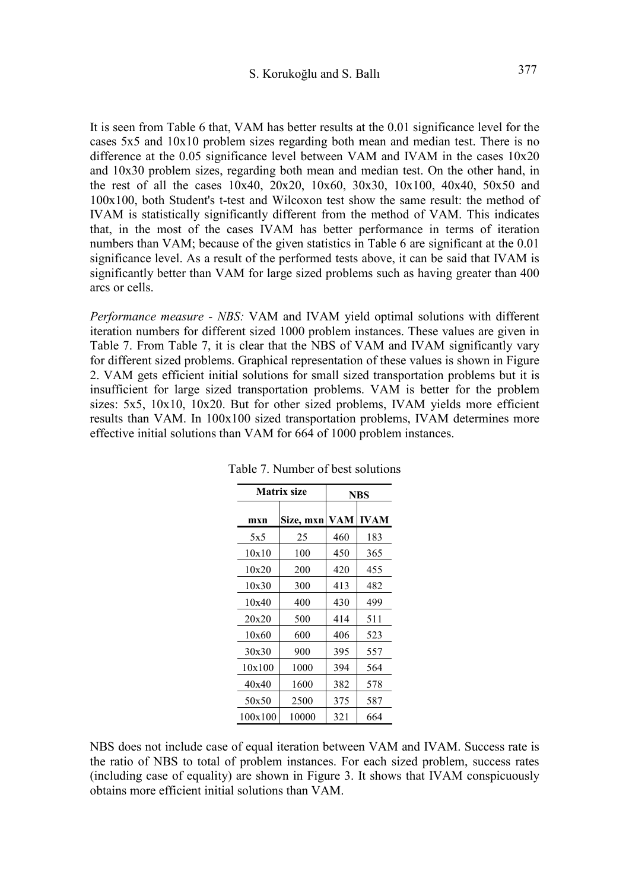It is seen from Table 6 that, VAM has better results at the 0.01 significance level for the cases 5x5 and 10x10 problem sizes regarding both mean and median test. There is no difference at the 0.05 significance level between VAM and IVAM in the cases 10x20 and 10x30 problem sizes, regarding both mean and median test. On the other hand, in the rest of all the cases 10x40, 20x20, 10x60, 30x30, 10x100, 40x40, 50x50 and 100x100, both Student's t-test and Wilcoxon test show the same result: the method of IVAM is statistically significantly different from the method of VAM. This indicates that, in the most of the cases IVAM has better performance in terms of iteration numbers than VAM; because of the given statistics in Table 6 are significant at the 0.01 significance level. As a result of the performed tests above, it can be said that IVAM is significantly better than VAM for large sized problems such as having greater than 400 arcs or cells.

*Performance measure - NBS:* VAM and IVAM yield optimal solutions with different iteration numbers for different sized 1000 problem instances. These values are given in Table 7. From Table 7, it is clear that the NBS of VAM and IVAM significantly vary for different sized problems. Graphical representation of these values is shown in Figure 2. VAM gets efficient initial solutions for small sized transportation problems but it is insufficient for large sized transportation problems. VAM is better for the problem sizes: 5x5, 10x10, 10x20. But for other sized problems, IVAM yields more efficient results than VAM. In 100x100 sized transportation problems, IVAM determines more effective initial solutions than VAM for 664 of 1000 problem instances.

Table 7. Number of best solutions

| **Matrix size** | | **NBS** | |
|---|---|---|---|
| **mxn** | **Size, mxn** | **VAM** | **IVAM** |
| 5x5 | 25 | 460 | 183 |
| 10x10 | 100 | 450 | 365 |
| 10x20 | 200 | 420 | 455 |
| 10x30 | 300 | 413 | 482 |
| 10x40 | 400 | 430 | 499 |
| 20x20 | 500 | 414 | 511 |
| 10x60 | 600 | 406 | 523 |
| 30x30 | 900 | 395 | 557 |
| 10x100 | 1000 | 394 | 564 |
| 40x40 | 1600 | 382 | 578 |
| 50x50 | 2500 | 375 | 587 |
| 100x100 | 10000 | 321 | 664 |

NBS does not include case of equal iteration between VAM and IVAM. Success rate is the ratio of NBS to total of problem instances. For each sized problem, success rates (including case of equality) are shown in Figure 3. It shows that IVAM conspicuously obtains more efficient initial solutions than VAM.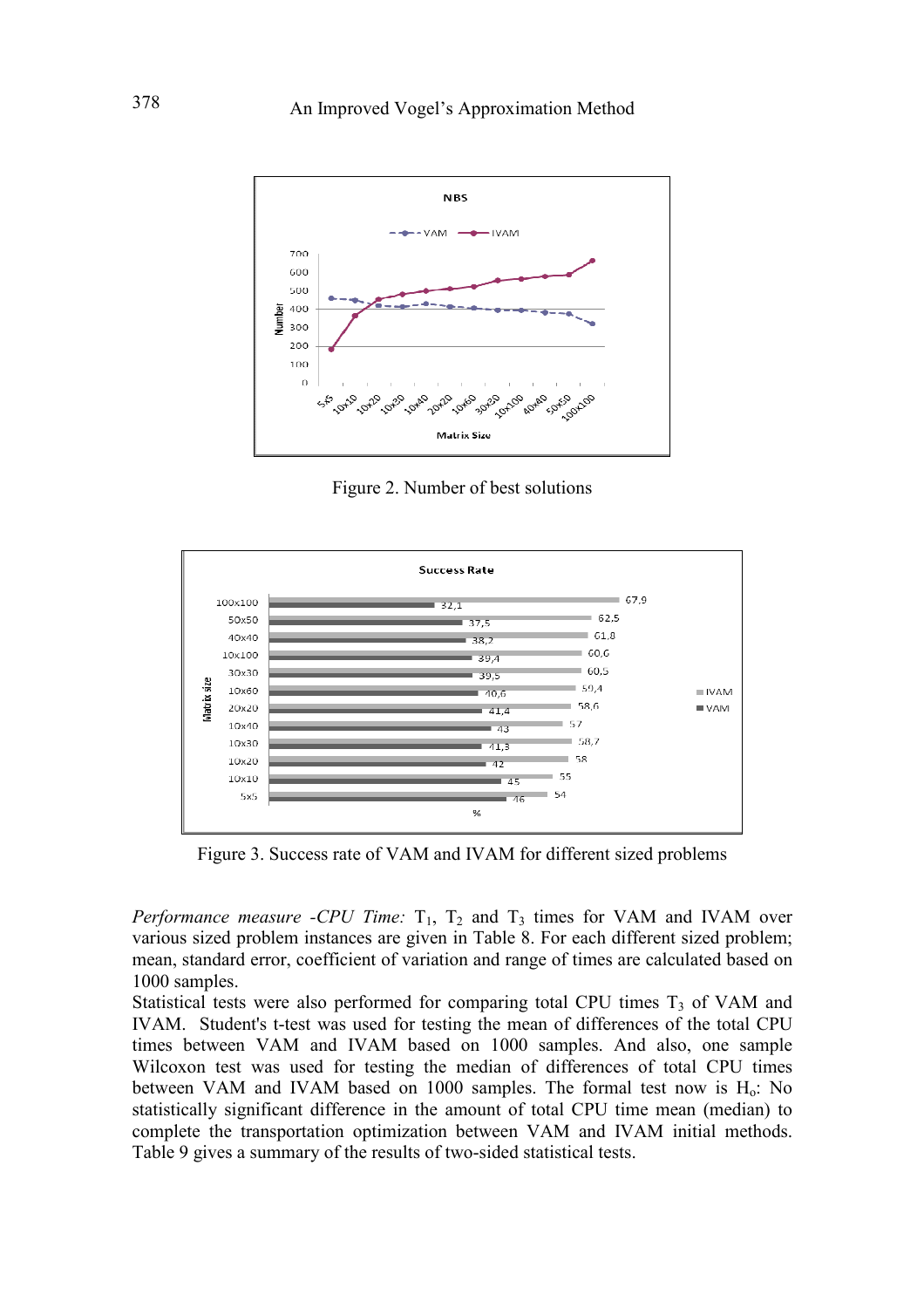Figure 2. Number of best solutions

Figure 3. Success rate of VAM and IVAM for different sized problems

*Performance measure -CPU Time:* $T_1$, $T_2$ and $T_3$ times for VAM and IVAM over various sized problem instances are given in Table 8. For each different sized problem; mean, standard error, coefficient of variation and range of times are calculated based on 1000 samples.

Statistical tests were also performed for comparing total CPU times $T_3$ of VAM and IVAM. Student's t-test was used for testing the mean of differences of the total CPU times between VAM and IVAM based on 1000 samples. And also, one sample Wilcoxon test was used for testing the median of differences of total CPU times between VAM and IVAM based on 1000 samples. The formal test now is $H_o$: No statistically significant difference in the amount of total CPU time mean (median) to complete the transportation optimization between VAM and IVAM initial methods. Table 9 gives a summary of the results of two-sided statistical tests.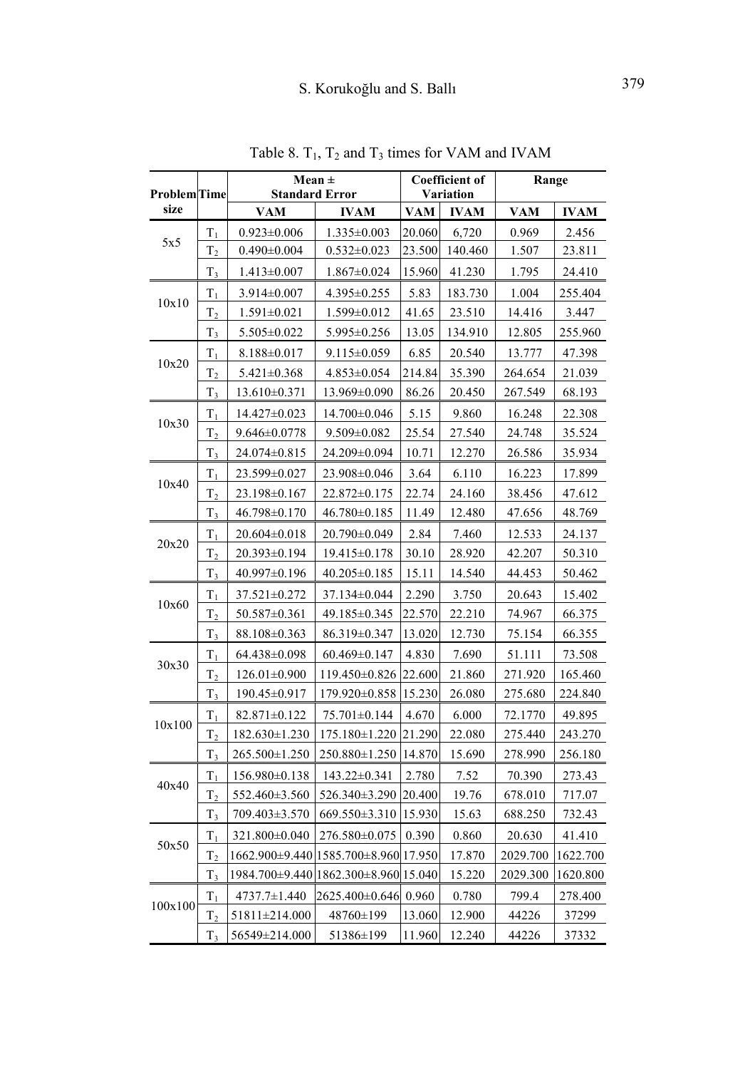Table 8. $T_1$, $T_2$ and $T_3$ times for VAM and IVAM

| Problem size | Time | Mean ± Standard Error | | Coefficient of Variation | | Range | |
|---|---|---|---|---|---|---|---|
| | | VAM | IVAM | VAM | IVAM | VAM | IVAM |
| 5x5 | $T_1$ | 0.923±0.006 | 1.335±0.003 | 20.060 | 6,720 | 0.969 | 2.456 |
| | $T_2$ | 0.490±0.004 | 0.532±0.023 | 23.500 | 140.460 | 1.507 | 23.811 |
| | $T_3$ | 1.413±0.007 | 1.867±0.024 | 15.960 | 41.230 | 1.795 | 24.410 |
| 10x10 | $T_1$ | 3.914±0.007 | 4.395±0.255 | 5.83 | 183.730 | 1.004 | 255.404 |
| | $T_2$ | 1.591±0.021 | 1.599±0.012 | 41.65 | 23.510 | 14.416 | 3.447 |
| | $T_3$ | 5.505±0.022 | 5.995±0.256 | 13.05 | 134.910 | 12.805 | 255.960 |
| 10x20 | $T_1$ | 8.188±0.017 | 9.115±0.059 | 6.85 | 20.540 | 13.777 | 47.398 |
| | $T_2$ | 5.421±0.368 | 4.853±0.054 | 214.84 | 35.390 | 264.654 | 21.039 |
| | $T_3$ | 13.610±0.371 | 13.969±0.090 | 86.26 | 20.450 | 267.549 | 68.193 |
| 10x30 | $T_1$ | 14.427±0.023 | 14.700±0.046 | 5.15 | 9.860 | 16.248 | 22.308 |
| | $T_2$ | 9.646±0.0778 | 9.509±0.082 | 25.54 | 27.540 | 24.748 | 35.524 |
| | $T_3$ | 24.074±0.815 | 24.209±0.094 | 10.71 | 12.270 | 26.586 | 35.934 |
| 10x40 | $T_1$ | 23.599±0.027 | 23.908±0.046 | 3.64 | 6.110 | 16.223 | 17.899 |
| | $T_2$ | 23.198±0.167 | 22.872±0.175 | 22.74 | 24.160 | 38.456 | 47.612 |
| | $T_3$ | 46.798±0.170 | 46.780±0.185 | 11.49 | 12.480 | 47.656 | 48.769 |
| 20x20 | $T_1$ | 20.604±0.018 | 20.790±0.049 | 2.84 | 7.460 | 12.533 | 24.137 |
| | $T_2$ | 20.393±0.194 | 19.415±0.178 | 30.10 | 28.920 | 42.207 | 50.310 |
| | $T_3$ | 40.997±0.196 | 40.205±0.185 | 15.11 | 14.540 | 44.453 | 50.462 |
| 10x60 | $T_1$ | 37.521±0.272 | 37.134±0.044 | 2.290 | 3.750 | 20.643 | 15.402 |
| | $T_2$ | 50.587±0.361 | 49.185±0.345 | 22.570 | 22.210 | 74.967 | 66.375 |
| | $T_3$ | 88.108±0.363 | 86.319±0.347 | 13.020 | 12.730 | 75.154 | 66.355 |
| 30x30 | $T_1$ | 64.438±0.098 | 60.469±0.147 | 4.830 | 7.690 | 51.111 | 73.508 |
| | $T_2$ | 126.01±0.900 | 119.450±0.826 | 22.600 | 21.860 | 271.920 | 165.460 |
| | $T_3$ | 190.45±0.917 | 179.920±0.858 | 15.230 | 26.080 | 275.680 | 224.840 |
| 10x100 | $T_1$ | 82.871±0.122 | 75.701±0.144 | 4.670 | 6.000 | 72.1770 | 49.895 |
| | $T_2$ | 182.630±1.230 | 175.180±1.220 | 21.290 | 22.080 | 275.440 | 243.270 |
| | $T_3$ | 265.500±1.250 | 250.880±1.250 | 14.870 | 15.690 | 278.990 | 256.180 |
| 40x40 | $T_1$ | 156.980±0.138 | 143.22±0.341 | 2.780 | 7.52 | 70.390 | 273.43 |
| | $T_2$ | 552.460±3.560 | 526.340±3.290 | 20.400 | 19.76 | 678.010 | 717.07 |
| | $T_3$ | 709.403±3.570 | 669.550±3.310 | 15.930 | 15.63 | 688.250 | 732.43 |
| 50x50 | $T_1$ | 321.800±0.040 | 276.580±0.075 | 0.390 | 0.860 | 20.630 | 41.410 |
| | $T_2$ | 1662.900±9.440 | 1585.700±8.960 | 17.950 | 17.870 | 2029.700 | 1622.700 |
| | $T_3$ | 1984.700±9.440 | 1862.300±8.960 | 15.040 | 15.220 | 2029.300 | 1620.800 |
| 100x100 | $T_1$ | 4737.7±1.440 | 2625.400±0.646 | 0.960 | 0.780 | 799.4 | 278.400 |
| | $T_2$ | 51811±214.000 | 48760±199 | 13.060 | 12.900 | 44226 | 37299 |
| | $T_3$ | 56549±214.000 | 51386±199 | 11.960 | 12.240 | 44226 | 37332 |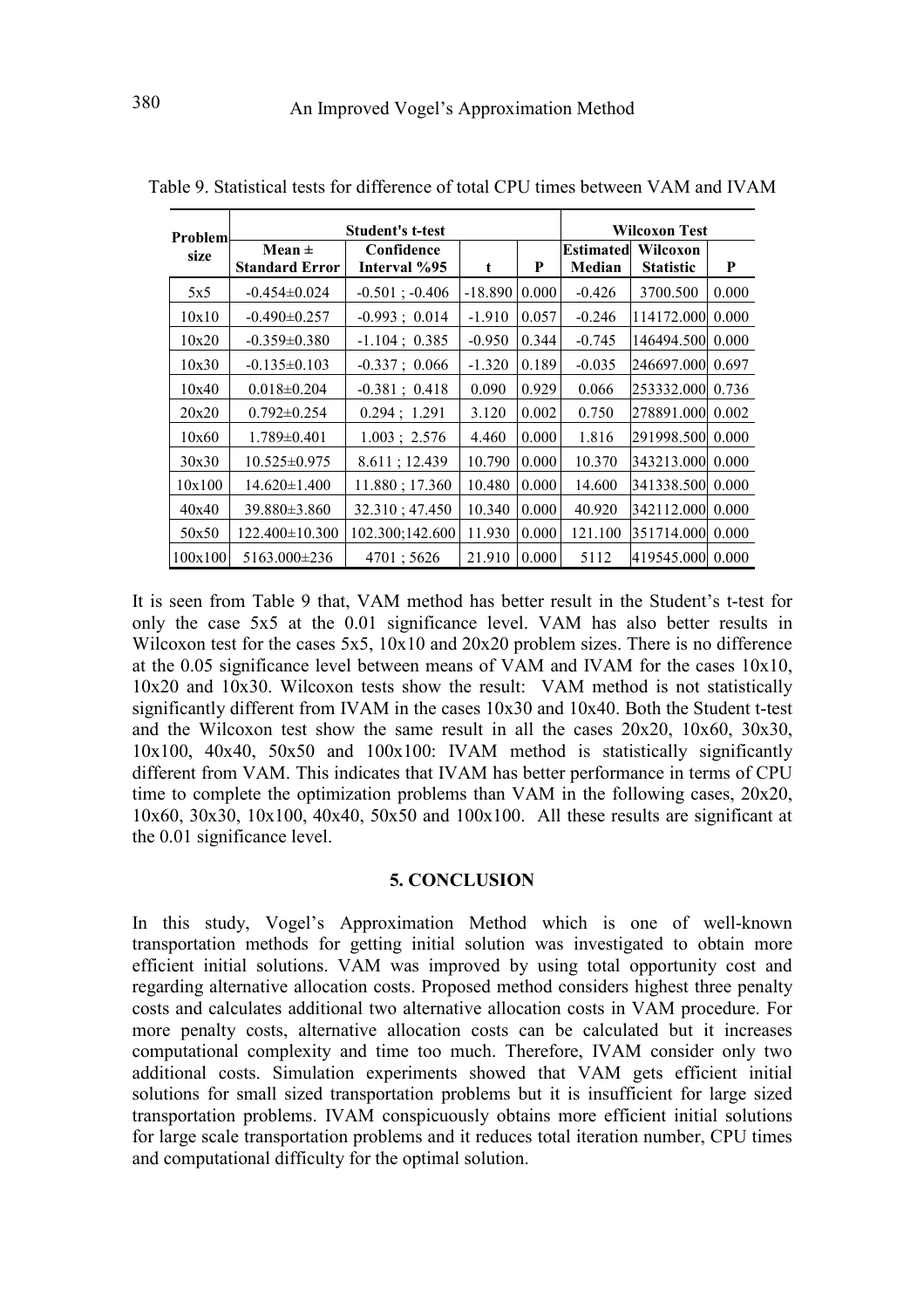Table 9. Statistical tests for difference of total CPU times between VAM and IVAM

| Problem size | Student's t-test | | | | Wilcoxon Test | | |
|---|---|---|---|---|---|---|---|
| | Mean ± Standard Error | Confidence Interval %95 | t | P | Estimated Median | Wilcoxon Statistic | P |
| 5x5 | -0.454±0.024 | -0.501 ; -0.406 | -18.890 | 0.000 | -0.426 | 3700.500 | 0.000 |
| 10x10 | -0.490±0.257 | -0.993 ; 0.014 | -1.910 | 0.057 | -0.246 | 114172.000 | 0.000 |
| 10x20 | -0.359±0.380 | -1.104 ; 0.385 | -0.950 | 0.344 | -0.745 | 146494.500 | 0.000 |
| 10x30 | -0.135±0.103 | -0.337 ; 0.066 | -1.320 | 0.189 | -0.035 | 246697.000 | 0.697 |
| 10x40 | 0.018±0.204 | -0.381 ; 0.418 | 0.090 | 0.929 | 0.066 | 253332.000 | 0.736 |
| 20x20 | 0.792±0.254 | 0.294 ; 1.291 | 3.120 | 0.002 | 0.750 | 278891.000 | 0.002 |
| 10x60 | 1.789±0.401 | 1.003 ; 2.576 | 4.460 | 0.000 | 1.816 | 291998.500 | 0.000 |
| 30x30 | 10.525±0.975 | 8.611 ; 12.439 | 10.790 | 0.000 | 10.370 | 343213.000 | 0.000 |
| 10x100 | 14.620±1.400 | 11.880 ; 17.360 | 10.480 | 0.000 | 14.600 | 341338.500 | 0.000 |
| 40x40 | 39.880±3.860 | 32.310 ; 47.450 | 10.340 | 0.000 | 40.920 | 342112.000 | 0.000 |
| 50x50 | 122.400±10.300 | 102.300;142.600 | 11.930 | 0.000 | 121.100 | 351714.000 | 0.000 |
| 100x100 | 5163.000±236 | 4701 ; 5626 | 21.910 | 0.000 | 5112 | 419545.000 | 0.000 |

It is seen from Table 9 that, VAM method has better result in the Student's t-test for only the case 5x5 at the 0.01 significance level. VAM has also better results in Wilcoxon test for the cases 5x5, 10x10 and 20x20 problem sizes. There is no difference at the 0.05 significance level between means of VAM and IVAM for the cases 10x10, 10x20 and 10x30. Wilcoxon tests show the result: VAM method is not statistically significantly different from IVAM in the cases 10x30 and 10x40. Both the Student t-test and the Wilcoxon test show the same result in all the cases 20x20, 10x60, 30x30, 10x100, 40x40, 50x50 and 100x100: IVAM method is statistically significantly different from VAM. This indicates that IVAM has better performance in terms of CPU time to complete the optimization problems than VAM in the following cases, 20x20, 10x60, 30x30, 10x100, 40x40, 50x50 and 100x100. All these results are significant at the 0.01 significance level.

## 5. CONCLUSION

In this study, Vogel's Approximation Method which is one of well-known transportation methods for getting initial solution was investigated to obtain more efficient initial solutions. VAM was improved by using total opportunity cost and regarding alternative allocation costs. Proposed method considers highest three penalty costs and calculates additional two alternative allocation costs in VAM procedure. For more penalty costs, alternative allocation costs can be calculated but it increases computational complexity and time too much. Therefore, IVAM consider only two additional costs. Simulation experiments showed that VAM gets efficient initial solutions for small sized transportation problems but it is insufficient for large sized transportation problems. IVAM conspicuously obtains more efficient initial solutions for large scale transportation problems and it reduces total iteration number, CPU times and computational difficulty for the optimal solution.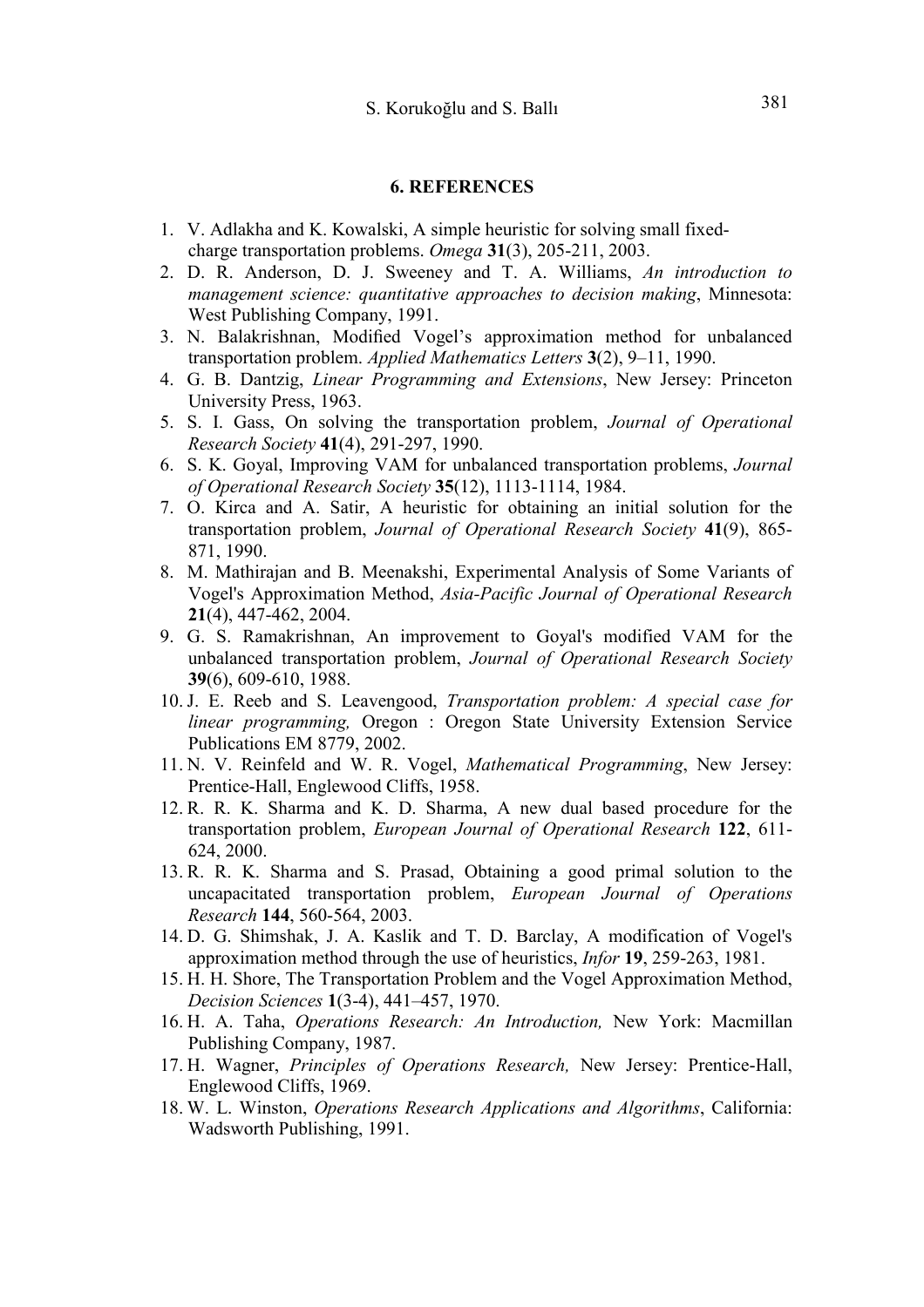## 6. REFERENCES

1. V. Adlakha and K. Kowalski, A simple heuristic for solving small fixed-charge transportation problems. *Omega* **31**(3), 205-211, 2003.
2. D. R. Anderson, D. J. Sweeney and T. A. Williams, *An introduction to management science: quantitative approaches to decision making*, Minnesota: West Publishing Company, 1991.
3. N. Balakrishnan, Modified Vogel's approximation method for unbalanced transportation problem. *Applied Mathematics Letters* **3**(2), 9–11, 1990.
4. G. B. Dantzig, *Linear Programming and Extensions*, New Jersey: Princeton University Press, 1963.
5. S. I. Gass, On solving the transportation problem, *Journal of Operational Research Society* **41**(4), 291-297, 1990.
6. S. K. Goyal, Improving VAM for unbalanced transportation problems, *Journal of Operational Research Society* **35**(12), 1113-1114, 1984.
7. O. Kirca and A. Satir, A heuristic for obtaining an initial solution for the transportation problem, *Journal of Operational Research Society* **41**(9), 865-871, 1990.
8. M. Mathirajan and B. Meenakshi, Experimental Analysis of Some Variants of Vogel's Approximation Method, *Asia-Pacific Journal of Operational Research* **21**(4), 447-462, 2004.
9. G. S. Ramakrishnan, An improvement to Goyal's modified VAM for the unbalanced transportation problem, *Journal of Operational Research Society* **39**(6), 609-610, 1988.
10. J. E. Reeb and S. Leavengood, *Transportation problem: A special case for linear programming,* Oregon : Oregon State University Extension Service Publications EM 8779, 2002.
11. N. V. Reinfeld and W. R. Vogel, *Mathematical Programming*, New Jersey: Prentice-Hall, Englewood Cliffs, 1958.
12. R. R. K. Sharma and K. D. Sharma, A new dual based procedure for the transportation problem, *European Journal of Operational Research* **122**, 611-624, 2000.
13. R. R. K. Sharma and S. Prasad, Obtaining a good primal solution to the uncapacitated transportation problem, *European Journal of Operations Research* **144**, 560-564, 2003.
14. D. G. Shimshak, J. A. Kaslik and T. D. Barclay, A modification of Vogel's approximation method through the use of heuristics, *Infor* **19**, 259-263, 1981.
15. H. H. Shore, The Transportation Problem and the Vogel Approximation Method, *Decision Sciences* **1**(3-4), 441–457, 1970.
16. H. A. Taha, *Operations Research: An Introduction,* New York: Macmillan Publishing Company, 1987.
17. H. Wagner, *Principles of Operations Research,* New Jersey: Prentice-Hall, Englewood Cliffs, 1969.
18. W. L. Winston, *Operations Research Applications and Algorithms*, California: Wadsworth Publishing, 1991.